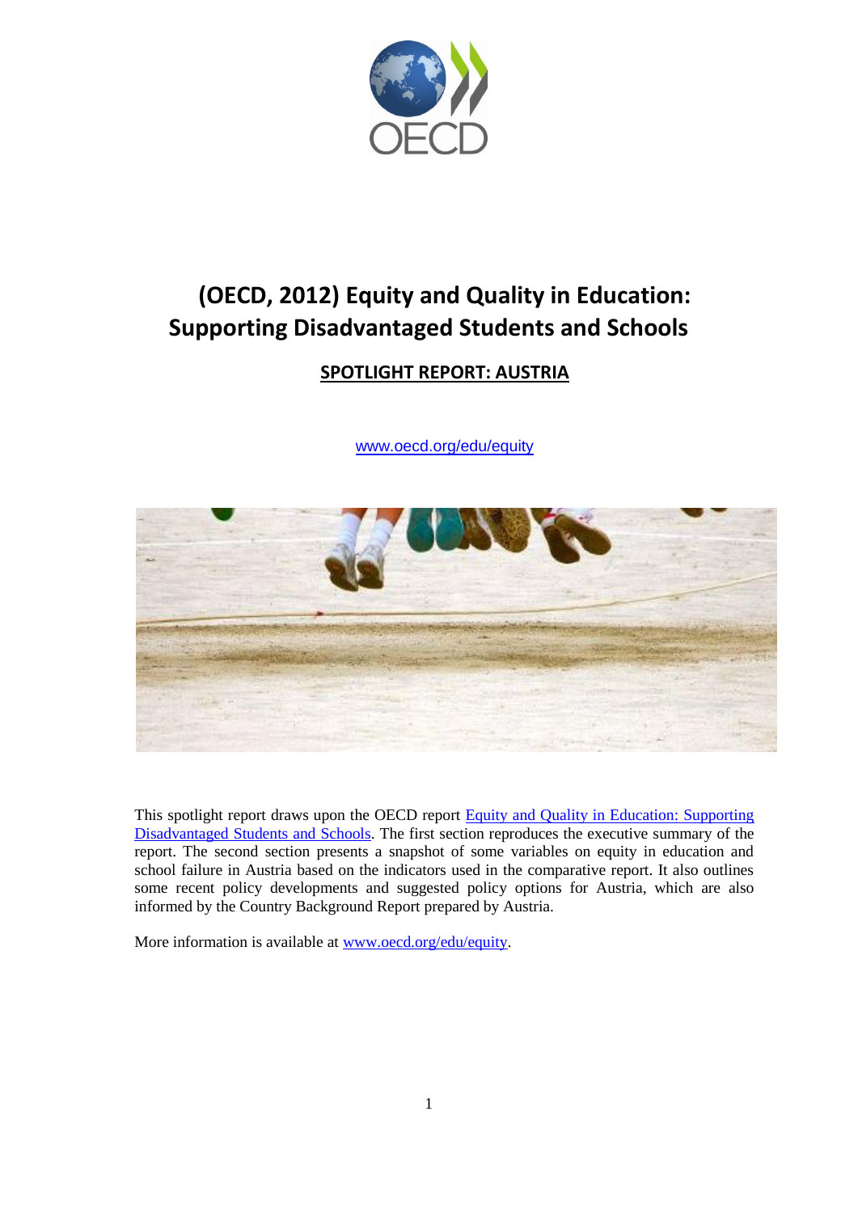# (OECD, 2012) Equity and Quality in Education: Supporting Disadvantaged Students and Schools

## SPOTLIGHT REPORT: AUSTRIA

www.oecd.org/edu/equity

This spotlight report draws upon the OECD report Equity and Quality in Education: Supporting Disadvantaged Students and Schools. The first section reproduces the executive summary of the report. The second section presents a snapshot of some variables on equity in education and school failure in Austria based on the indicators used in the comparative report. It also outlines some recent policy developments and suggested policy options for Austria, which are also informed by the Country Background Report prepared by Austria.

More information is available at www.oecd.org/edu/equity.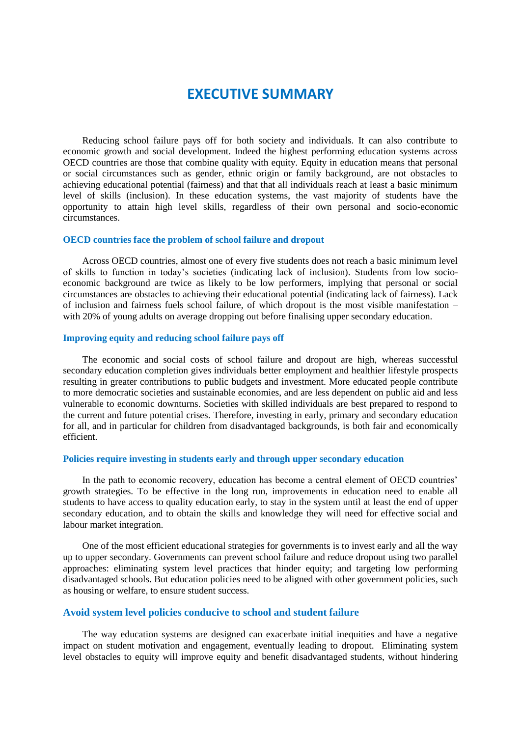# EXECUTIVE SUMMARY

Reducing school failure pays off for both society and individuals. It can also contribute to economic growth and social development. Indeed the highest performing education systems across OECD countries are those that combine quality with equity. Equity in education means that personal or social circumstances such as gender, ethnic origin or family background, are not obstacles to achieving educational potential (fairness) and that that all individuals reach at least a basic minimum level of skills (inclusion). In these education systems, the vast majority of students have the opportunity to attain high level skills, regardless of their own personal and socio-economic circumstances.

### OECD countries face the problem of school failure and dropout

Across OECD countries, almost one of every five students does not reach a basic minimum level of skills to function in today's societies (indicating lack of inclusion). Students from low socio-economic background are twice as likely to be low performers, implying that personal or social circumstances are obstacles to achieving their educational potential (indicating lack of fairness). Lack of inclusion and fairness fuels school failure, of which dropout is the most visible manifestation – with 20% of young adults on average dropping out before finalising upper secondary education.

### Improving equity and reducing school failure pays off

The economic and social costs of school failure and dropout are high, whereas successful secondary education completion gives individuals better employment and healthier lifestyle prospects resulting in greater contributions to public budgets and investment. More educated people contribute to more democratic societies and sustainable economies, and are less dependent on public aid and less vulnerable to economic downturns. Societies with skilled individuals are best prepared to respond to the current and future potential crises. Therefore, investing in early, primary and secondary education for all, and in particular for children from disadvantaged backgrounds, is both fair and economically efficient.

### Policies require investing in students early and through upper secondary education

In the path to economic recovery, education has become a central element of OECD countries' growth strategies. To be effective in the long run, improvements in education need to enable all students to have access to quality education early, to stay in the system until at least the end of upper secondary education, and to obtain the skills and knowledge they will need for effective social and labour market integration.

One of the most efficient educational strategies for governments is to invest early and all the way up to upper secondary. Governments can prevent school failure and reduce dropout using two parallel approaches: eliminating system level practices that hinder equity; and targeting low performing disadvantaged schools. But education policies need to be aligned with other government policies, such as housing or welfare, to ensure student success.

### Avoid system level policies conducive to school and student failure

The way education systems are designed can exacerbate initial inequities and have a negative impact on student motivation and engagement, eventually leading to dropout. Eliminating system level obstacles to equity will improve equity and benefit disadvantaged students, without hindering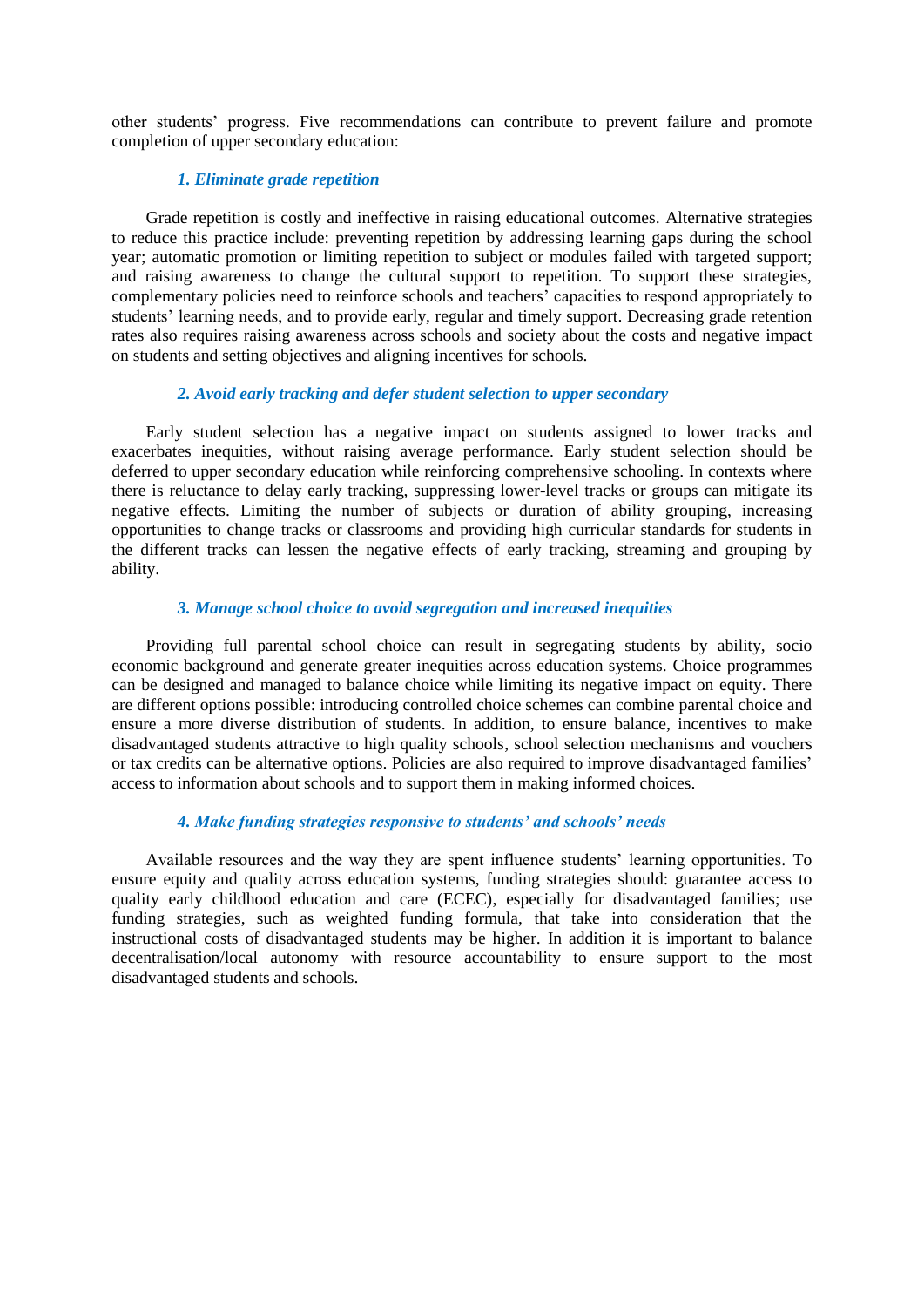other students' progress. Five recommendations can contribute to prevent failure and promote completion of upper secondary education:

### *1. Eliminate grade repetition*

Grade repetition is costly and ineffective in raising educational outcomes. Alternative strategies to reduce this practice include: preventing repetition by addressing learning gaps during the school year; automatic promotion or limiting repetition to subject or modules failed with targeted support; and raising awareness to change the cultural support to repetition. To support these strategies, complementary policies need to reinforce schools and teachers' capacities to respond appropriately to students' learning needs, and to provide early, regular and timely support. Decreasing grade retention rates also requires raising awareness across schools and society about the costs and negative impact on students and setting objectives and aligning incentives for schools.

### *2. Avoid early tracking and defer student selection to upper secondary*

Early student selection has a negative impact on students assigned to lower tracks and exacerbates inequities, without raising average performance. Early student selection should be deferred to upper secondary education while reinforcing comprehensive schooling. In contexts where there is reluctance to delay early tracking, suppressing lower-level tracks or groups can mitigate its negative effects. Limiting the number of subjects or duration of ability grouping, increasing opportunities to change tracks or classrooms and providing high curricular standards for students in the different tracks can lessen the negative effects of early tracking, streaming and grouping by ability.

### *3. Manage school choice to avoid segregation and increased inequities*

Providing full parental school choice can result in segregating students by ability, socio economic background and generate greater inequities across education systems. Choice programmes can be designed and managed to balance choice while limiting its negative impact on equity. There are different options possible: introducing controlled choice schemes can combine parental choice and ensure a more diverse distribution of students. In addition, to ensure balance, incentives to make disadvantaged students attractive to high quality schools, school selection mechanisms and vouchers or tax credits can be alternative options. Policies are also required to improve disadvantaged families' access to information about schools and to support them in making informed choices.

### *4. Make funding strategies responsive to students' and schools' needs*

Available resources and the way they are spent influence students' learning opportunities. To ensure equity and quality across education systems, funding strategies should: guarantee access to quality early childhood education and care (ECEC), especially for disadvantaged families; use funding strategies, such as weighted funding formula, that take into consideration that the instructional costs of disadvantaged students may be higher. In addition it is important to balance decentralisation/local autonomy with resource accountability to ensure support to the most disadvantaged students and schools.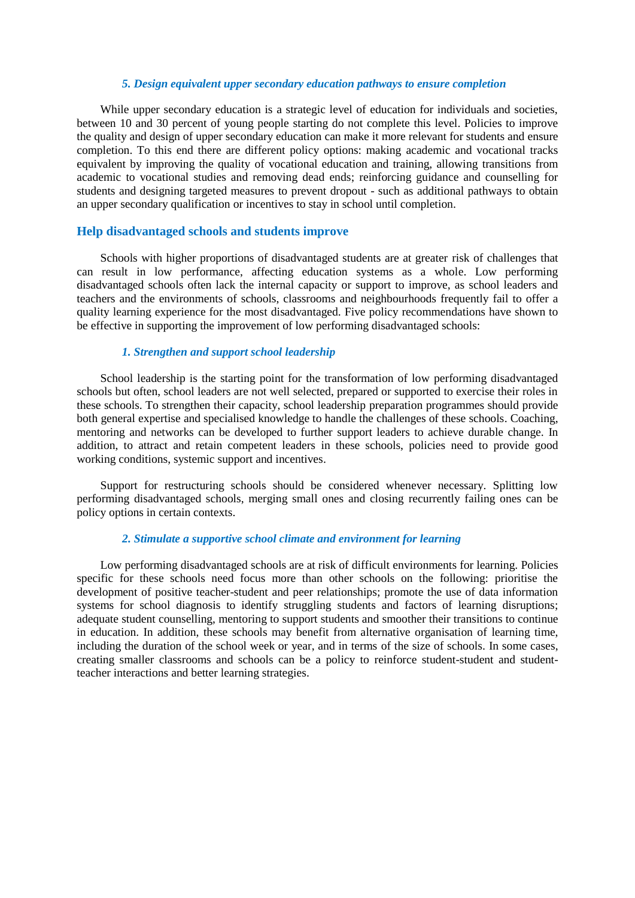#### *5. Design equivalent upper secondary education pathways to ensure completion*

While upper secondary education is a strategic level of education for individuals and societies, between 10 and 30 percent of young people starting do not complete this level. Policies to improve the quality and design of upper secondary education can make it more relevant for students and ensure completion. To this end there are different policy options: making academic and vocational tracks equivalent by improving the quality of vocational education and training, allowing transitions from academic to vocational studies and removing dead ends; reinforcing guidance and counselling for students and designing targeted measures to prevent dropout - such as additional pathways to obtain an upper secondary qualification or incentives to stay in school until completion.

### Help disadvantaged schools and students improve

Schools with higher proportions of disadvantaged students are at greater risk of challenges that can result in low performance, affecting education systems as a whole. Low performing disadvantaged schools often lack the internal capacity or support to improve, as school leaders and teachers and the environments of schools, classrooms and neighbourhoods frequently fail to offer a quality learning experience for the most disadvantaged. Five policy recommendations have shown to be effective in supporting the improvement of low performing disadvantaged schools:

#### *1. Strengthen and support school leadership*

School leadership is the starting point for the transformation of low performing disadvantaged schools but often, school leaders are not well selected, prepared or supported to exercise their roles in these schools. To strengthen their capacity, school leadership preparation programmes should provide both general expertise and specialised knowledge to handle the challenges of these schools. Coaching, mentoring and networks can be developed to further support leaders to achieve durable change. In addition, to attract and retain competent leaders in these schools, policies need to provide good working conditions, systemic support and incentives.

Support for restructuring schools should be considered whenever necessary. Splitting low performing disadvantaged schools, merging small ones and closing recurrently failing ones can be policy options in certain contexts.

#### *2. Stimulate a supportive school climate and environment for learning*

Low performing disadvantaged schools are at risk of difficult environments for learning. Policies specific for these schools need focus more than other schools on the following: prioritise the development of positive teacher-student and peer relationships; promote the use of data information systems for school diagnosis to identify struggling students and factors of learning disruptions; adequate student counselling, mentoring to support students and smoother their transitions to continue in education. In addition, these schools may benefit from alternative organisation of learning time, including the duration of the school week or year, and in terms of the size of schools. In some cases, creating smaller classrooms and schools can be a policy to reinforce student-student and student-teacher interactions and better learning strategies.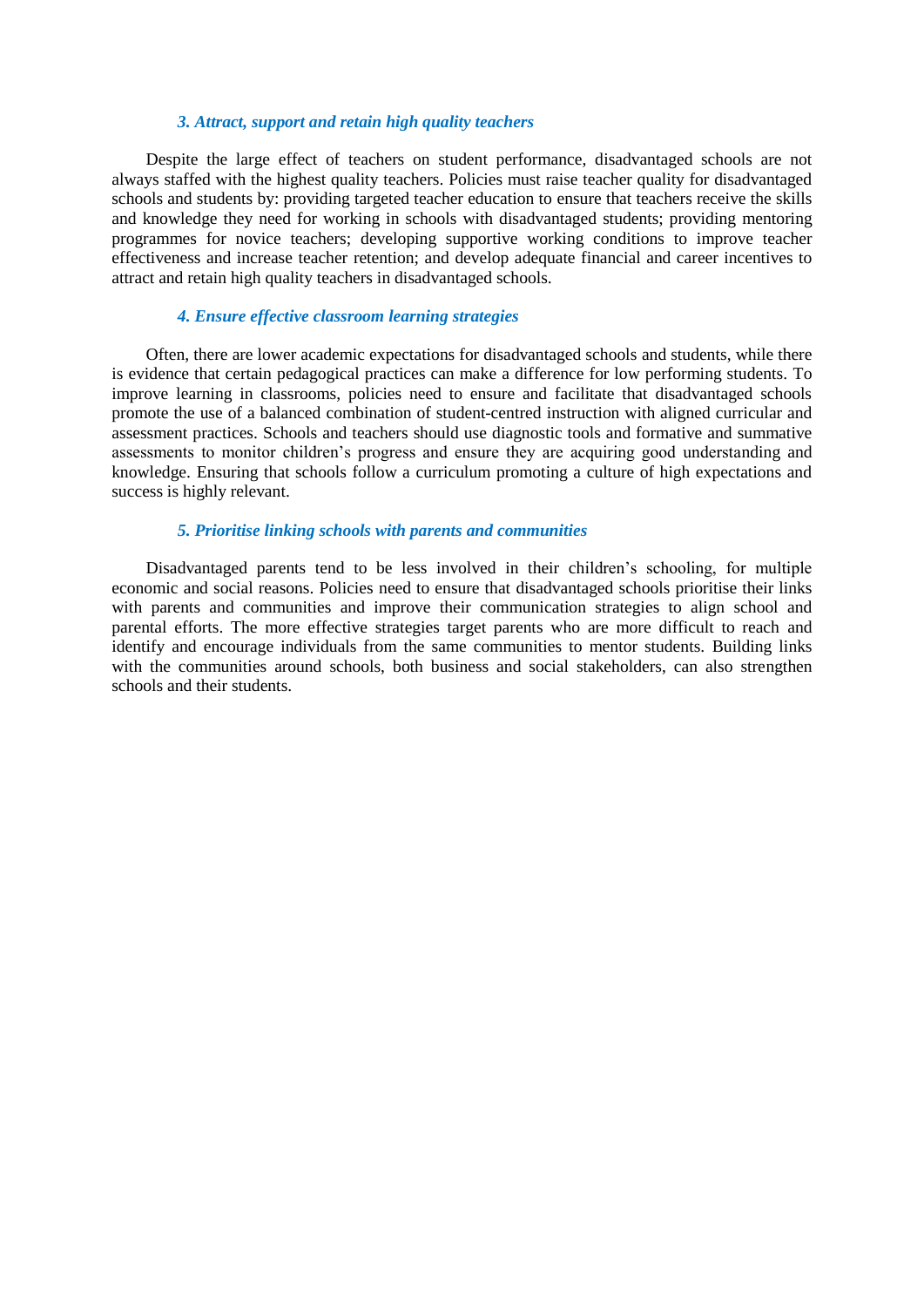### *3. Attract, support and retain high quality teachers*

Despite the large effect of teachers on student performance, disadvantaged schools are not always staffed with the highest quality teachers. Policies must raise teacher quality for disadvantaged schools and students by: providing targeted teacher education to ensure that teachers receive the skills and knowledge they need for working in schools with disadvantaged students; providing mentoring programmes for novice teachers; developing supportive working conditions to improve teacher effectiveness and increase teacher retention; and develop adequate financial and career incentives to attract and retain high quality teachers in disadvantaged schools.

### *4. Ensure effective classroom learning strategies*

Often, there are lower academic expectations for disadvantaged schools and students, while there is evidence that certain pedagogical practices can make a difference for low performing students. To improve learning in classrooms, policies need to ensure and facilitate that disadvantaged schools promote the use of a balanced combination of student-centred instruction with aligned curricular and assessment practices. Schools and teachers should use diagnostic tools and formative and summative assessments to monitor children's progress and ensure they are acquiring good understanding and knowledge. Ensuring that schools follow a curriculum promoting a culture of high expectations and success is highly relevant.

### *5. Prioritise linking schools with parents and communities*

Disadvantaged parents tend to be less involved in their children's schooling, for multiple economic and social reasons. Policies need to ensure that disadvantaged schools prioritise their links with parents and communities and improve their communication strategies to align school and parental efforts. The more effective strategies target parents who are more difficult to reach and identify and encourage individuals from the same communities to mentor students. Building links with the communities around schools, both business and social stakeholders, can also strengthen schools and their students.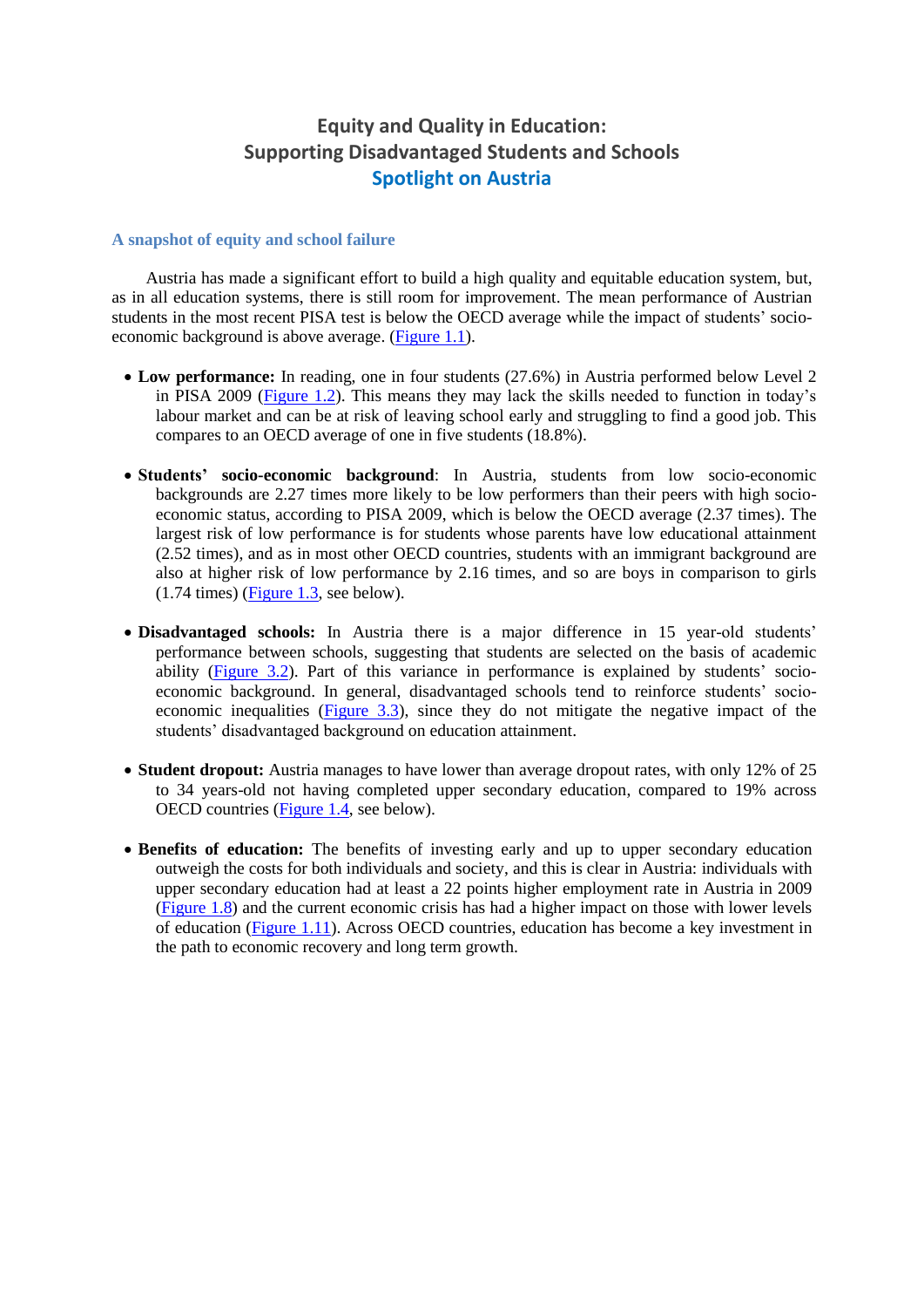# Equity and Quality in Education: Supporting Disadvantaged Students and Schools
## Spotlight on Austria

### A snapshot of equity and school failure

Austria has made a significant effort to build a high quality and equitable education system, but, as in all education systems, there is still room for improvement. The mean performance of Austrian students in the most recent PISA test is below the OECD average while the impact of students' socio-economic background is above average. (Figure 1.1).

- **Low performance:** In reading, one in four students (27.6%) in Austria performed below Level 2 in PISA 2009 (Figure 1.2). This means they may lack the skills needed to function in today's labour market and can be at risk of leaving school early and struggling to find a good job. This compares to an OECD average of one in five students (18.8%).

- **Students' socio-economic background**: In Austria, students from low socio-economic backgrounds are 2.27 times more likely to be low performers than their peers with high socio-economic status, according to PISA 2009, which is below the OECD average (2.37 times). The largest risk of low performance is for students whose parents have low educational attainment (2.52 times), and as in most other OECD countries, students with an immigrant background are also at higher risk of low performance by 2.16 times, and so are boys in comparison to girls (1.74 times) (Figure 1.3, see below).

- **Disadvantaged schools:** In Austria there is a major difference in 15 year-old students' performance between schools, suggesting that students are selected on the basis of academic ability (Figure 3.2). Part of this variance in performance is explained by students' socio-economic background. In general, disadvantaged schools tend to reinforce students' socio-economic inequalities (Figure 3.3), since they do not mitigate the negative impact of the students' disadvantaged background on education attainment.

- **Student dropout:** Austria manages to have lower than average dropout rates, with only 12% of 25 to 34 years-old not having completed upper secondary education, compared to 19% across OECD countries (Figure 1.4, see below).

- **Benefits of education:** The benefits of investing early and up to upper secondary education outweigh the costs for both individuals and society, and this is clear in Austria: individuals with upper secondary education had at least a 22 points higher employment rate in Austria in 2009 (Figure 1.8) and the current economic crisis has had a higher impact on those with lower levels of education (Figure 1.11). Across OECD countries, education has become a key investment in the path to economic recovery and long term growth.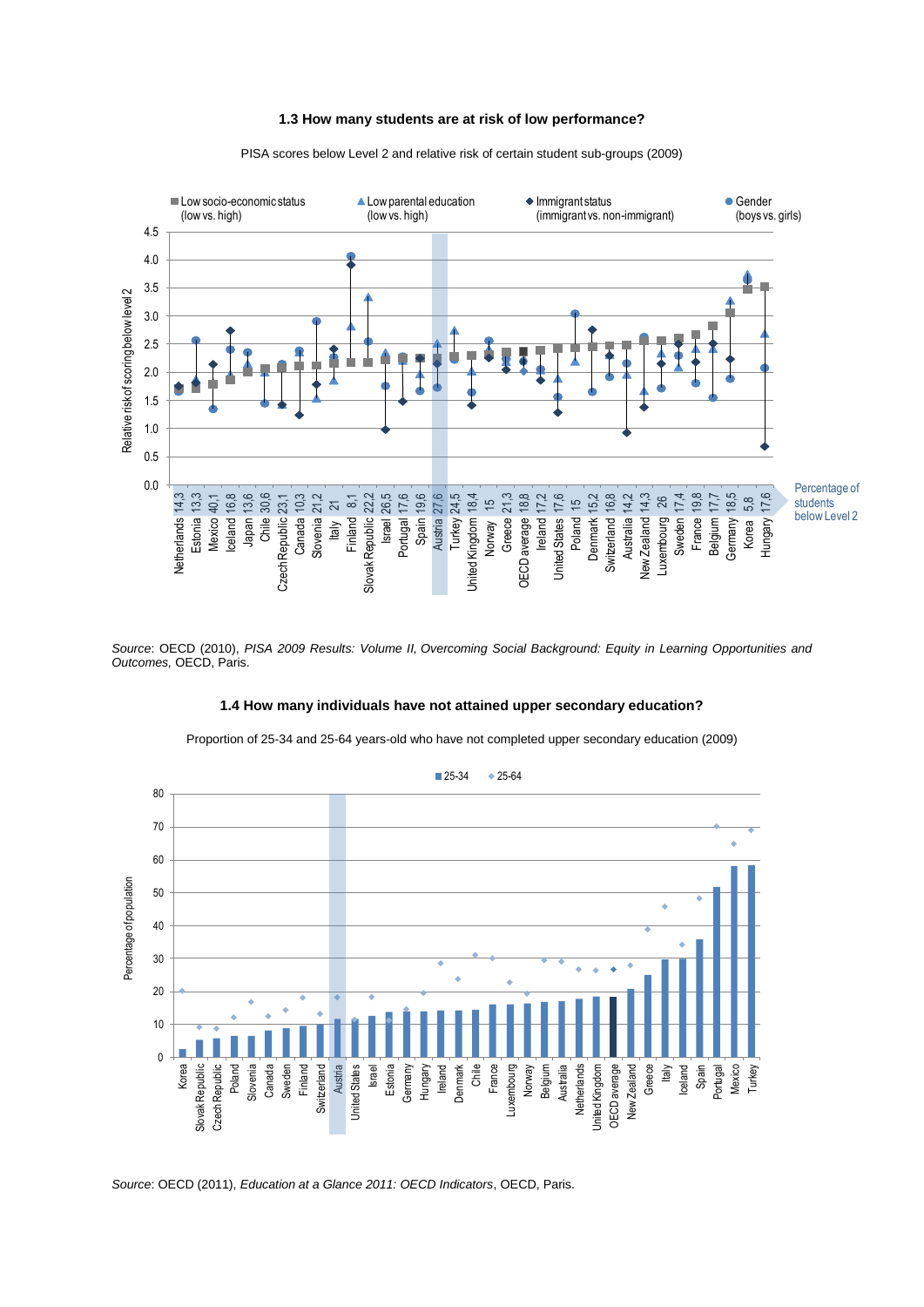### 1.3 How many students are at risk of low performance?

PISA scores below Level 2 and relative risk of certain student sub-groups (2009)

Low socio-economic status (low vs. high) | Low parental education (low vs. high) | Immigrant status (immigrant vs. non-immigrant) | Gender (boys vs. girls)

Relative risk of scoring below level 2

Netherlands 14,3 | Estonia 13,3 | Mexico 40,1 | Iceland 16,8 | Japan 13,6 | Chile 30,6 | Czech Republic 23,1 | Canada 10,3 | Slovenia 21,2 | Italy 21 | Finland 8,1 | Slovak Republic 22,2 | Israel 26,5 | Portugal 17,6 | Spain 19,6 | Austria 27,6 | Turkey 24,5 | United Kingdom 18,4 | Norway 15 | Greece 21,3 | OECD average 18,8 | Ireland 17,2 | United States 17,6 | Poland 15 | Denmark 15,2 | Switzerland 16,8 | Australia 14,2 | New Zealand 14,3 | Luxembourg 26 | Sweden 17,4 | France 19,8 | Belgium 17,7 | Germany 18,5 | Korea 5,8 | Hungary 17,6

Percentage of students below Level 2

*Source*: OECD (2010), *PISA 2009 Results: Volume II, Overcoming Social Background: Equity in Learning Opportunities and Outcomes,* OECD, Paris.

### 1.4 How many individuals have not attained upper secondary education?

Proportion of 25-34 and 25-64 years-old who have not completed upper secondary education (2009)

25-34 | 25-64

Percentage of population

Korea | Slovak Republic | Czech Republic | Poland | Slovenia | Canada | Sweden | Finland | Switzerland | Austria | United States | Israel | Estonia | Germany | Hungary | Ireland | Denmark | Chile | France | Luxembourg | Norway | Belgium | Australia | Netherlands | United Kingdom | OECD average | New Zealand | Greece | Italy | Iceland | Spain | Portugal | Mexico | Turkey

*Source*: OECD (2011), *Education at a Glance 2011: OECD Indicators*, OECD, Paris.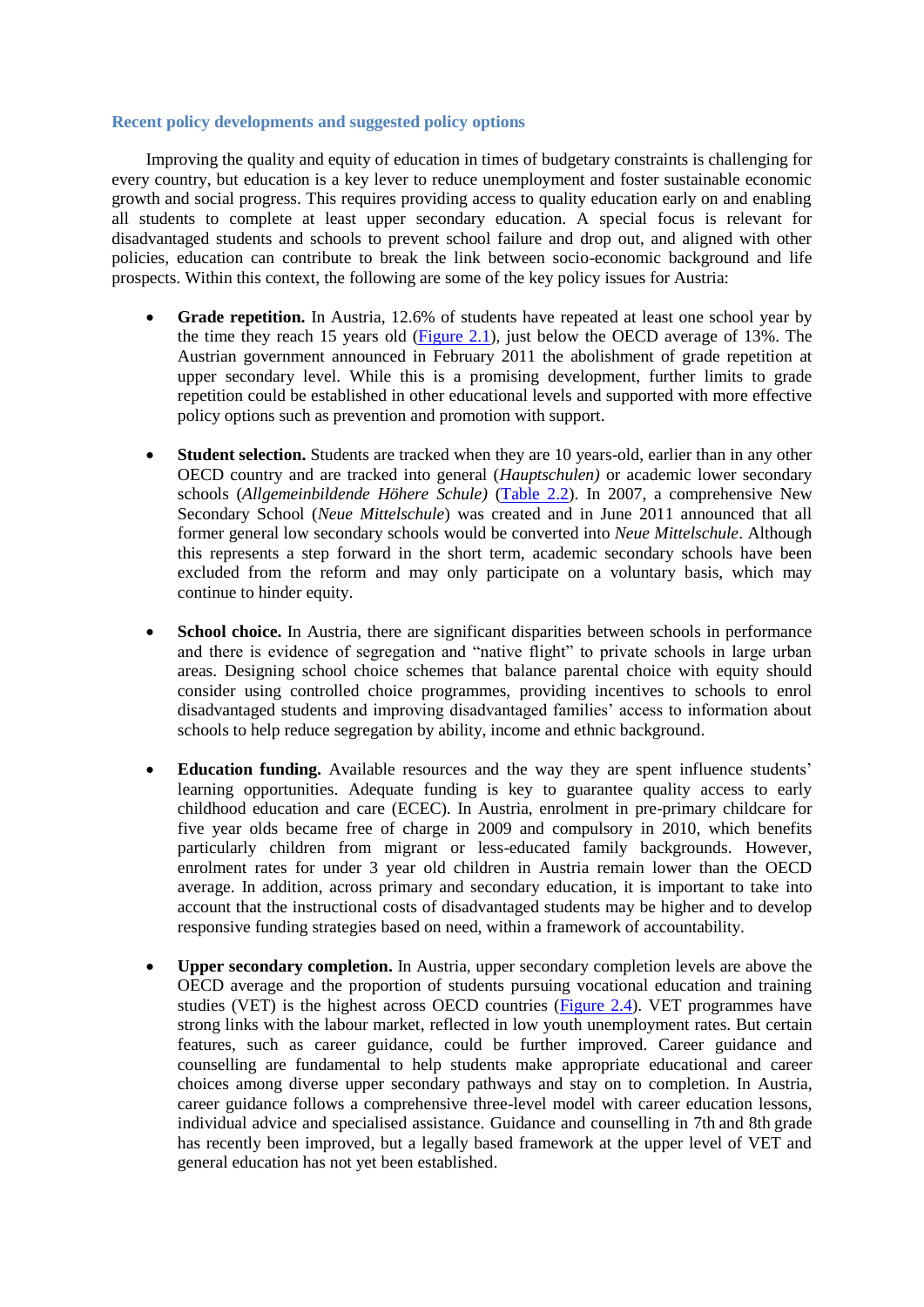### Recent policy developments and suggested policy options

Improving the quality and equity of education in times of budgetary constraints is challenging for every country, but education is a key lever to reduce unemployment and foster sustainable economic growth and social progress. This requires providing access to quality education early on and enabling all students to complete at least upper secondary education. A special focus is relevant for disadvantaged students and schools to prevent school failure and drop out, and aligned with other policies, education can contribute to break the link between socio-economic background and life prospects. Within this context, the following are some of the key policy issues for Austria:

- **Grade repetition.** In Austria, 12.6% of students have repeated at least one school year by the time they reach 15 years old (Figure 2.1), just below the OECD average of 13%. The Austrian government announced in February 2011 the abolishment of grade repetition at upper secondary level. While this is a promising development, further limits to grade repetition could be established in other educational levels and supported with more effective policy options such as prevention and promotion with support.

- **Student selection.** Students are tracked when they are 10 years-old, earlier than in any other OECD country and are tracked into general (*Hauptschulen)* or academic lower secondary schools (*Allgemeinbildende Höhere Schule)* (Table 2.2). In 2007, a comprehensive New Secondary School (*Neue Mittelschule*) was created and in June 2011 announced that all former general low secondary schools would be converted into *Neue Mittelschule*. Although this represents a step forward in the short term, academic secondary schools have been excluded from the reform and may only participate on a voluntary basis, which may continue to hinder equity.

- **School choice.** In Austria, there are significant disparities between schools in performance and there is evidence of segregation and “native flight” to private schools in large urban areas. Designing school choice schemes that balance parental choice with equity should consider using controlled choice programmes, providing incentives to schools to enrol disadvantaged students and improving disadvantaged families’ access to information about schools to help reduce segregation by ability, income and ethnic background.

- **Education funding.** Available resources and the way they are spent influence students’ learning opportunities. Adequate funding is key to guarantee quality access to early childhood education and care (ECEC). In Austria, enrolment in pre-primary childcare for five year olds became free of charge in 2009 and compulsory in 2010, which benefits particularly children from migrant or less-educated family backgrounds. However, enrolment rates for under 3 year old children in Austria remain lower than the OECD average. In addition, across primary and secondary education, it is important to take into account that the instructional costs of disadvantaged students may be higher and to develop responsive funding strategies based on need, within a framework of accountability.

- **Upper secondary completion.** In Austria, upper secondary completion levels are above the OECD average and the proportion of students pursuing vocational education and training studies (VET) is the highest across OECD countries (Figure 2.4). VET programmes have strong links with the labour market, reflected in low youth unemployment rates. But certain features, such as career guidance, could be further improved. Career guidance and counselling are fundamental to help students make appropriate educational and career choices among diverse upper secondary pathways and stay on to completion. In Austria, career guidance follows a comprehensive three-level model with career education lessons, individual advice and specialised assistance. Guidance and counselling in 7th and 8th grade has recently been improved, but a legally based framework at the upper level of VET and general education has not yet been established.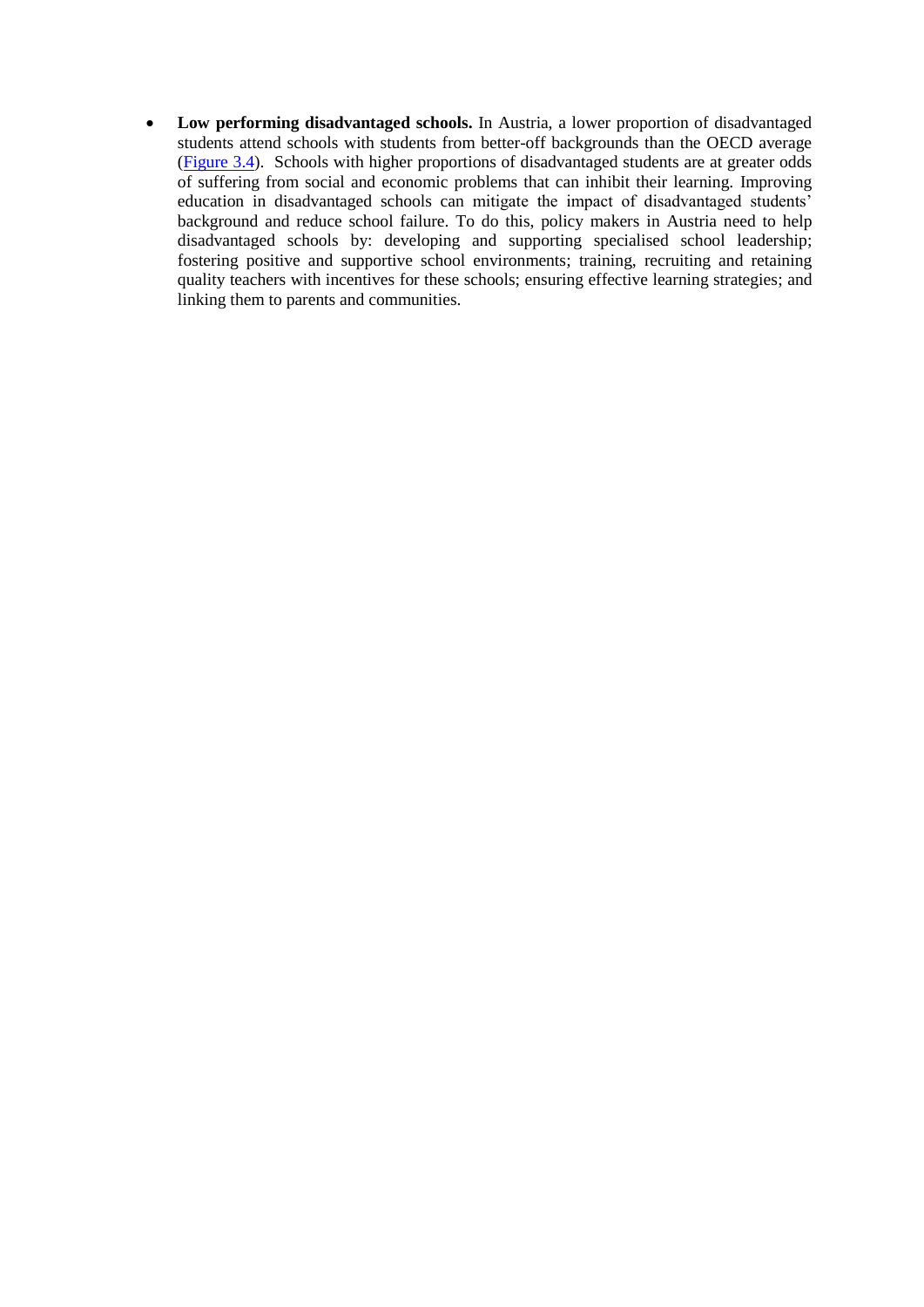- **Low performing disadvantaged schools.** In Austria, a lower proportion of disadvantaged students attend schools with students from better-off backgrounds than the OECD average (Figure 3.4). Schools with higher proportions of disadvantaged students are at greater odds of suffering from social and economic problems that can inhibit their learning. Improving education in disadvantaged schools can mitigate the impact of disadvantaged students' background and reduce school failure. To do this, policy makers in Austria need to help disadvantaged schools by: developing and supporting specialised school leadership; fostering positive and supportive school environments; training, recruiting and retaining quality teachers with incentives for these schools; ensuring effective learning strategies; and linking them to parents and communities.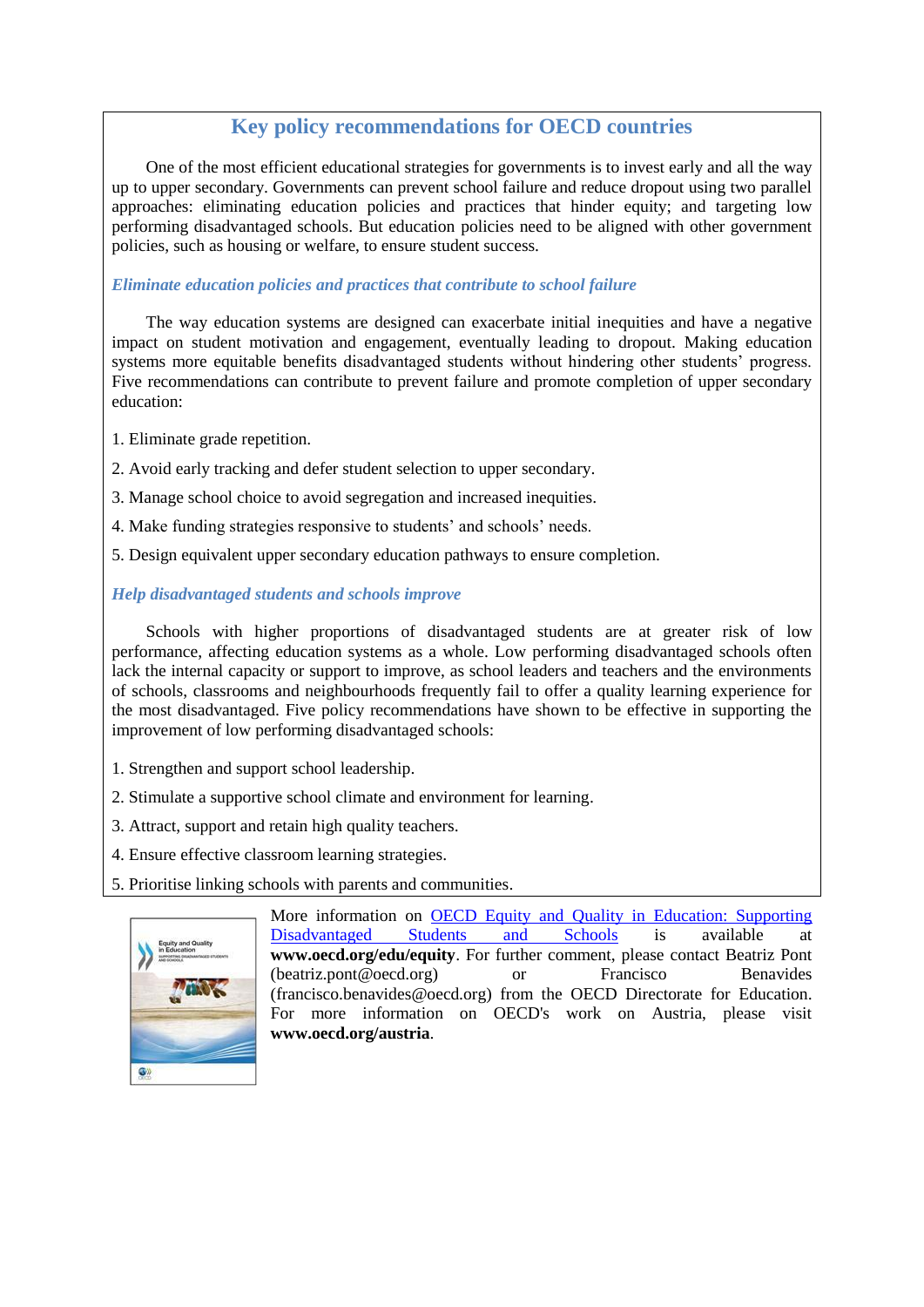## Key policy recommendations for OECD countries

One of the most efficient educational strategies for governments is to invest early and all the way up to upper secondary. Governments can prevent school failure and reduce dropout using two parallel approaches: eliminating education policies and practices that hinder equity; and targeting low performing disadvantaged schools. But education policies need to be aligned with other government policies, such as housing or welfare, to ensure student success.

### *Eliminate education policies and practices that contribute to school failure*

The way education systems are designed can exacerbate initial inequities and have a negative impact on student motivation and engagement, eventually leading to dropout. Making education systems more equitable benefits disadvantaged students without hindering other students' progress. Five recommendations can contribute to prevent failure and promote completion of upper secondary education:

1. Eliminate grade repetition.
2. Avoid early tracking and defer student selection to upper secondary.
3. Manage school choice to avoid segregation and increased inequities.
4. Make funding strategies responsive to students' and schools' needs.
5. Design equivalent upper secondary education pathways to ensure completion.

### *Help disadvantaged students and schools improve*

Schools with higher proportions of disadvantaged students are at greater risk of low performance, affecting education systems as a whole. Low performing disadvantaged schools often lack the internal capacity or support to improve, as school leaders and teachers and the environments of schools, classrooms and neighbourhoods frequently fail to offer a quality learning experience for the most disadvantaged. Five policy recommendations have shown to be effective in supporting the improvement of low performing disadvantaged schools:

1. Strengthen and support school leadership.
2. Stimulate a supportive school climate and environment for learning.
3. Attract, support and retain high quality teachers.
4. Ensure effective classroom learning strategies.
5. Prioritise linking schools with parents and communities.

More information on OECD Equity and Quality in Education: Supporting Disadvantaged Students and Schools is available at **www.oecd.org/edu/equity**. For further comment, please contact Beatriz Pont (beatriz.pont@oecd.org) or Francisco Benavides (francisco.benavides@oecd.org) from the OECD Directorate for Education. For more information on OECD's work on Austria, please visit **www.oecd.org/austria**.